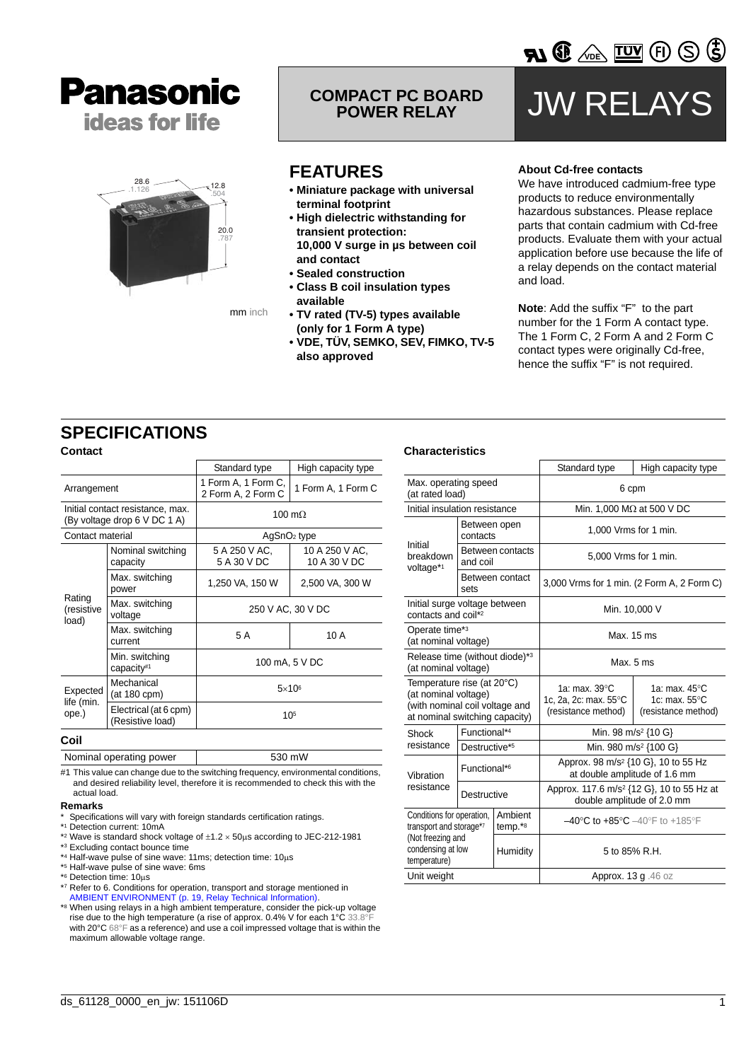# Panasonic

ideas for life

## COMPACT PC BOARD POWER RELAY

# JW RELAYS

28.6 .1.126 · 12.8 .504 · 20.0 .787

mm inch

## FEATURES

- **Miniature package with universal terminal footprint**
- **High dielectric withstanding for transient protection: 10,000 V surge in µs between coil and contact**
- **Sealed construction**
- **Class B coil insulation types available**
- **TV rated (TV-5) types available (only for 1 Form A type)**
- **VDE, TÜV, SEMKO, SEV, FIMKO, TV-5 also approved**

**About Cd-free contacts**

We have introduced cadmium-free type products to reduce environmentally hazardous substances. Please replace parts that contain cadmium with Cd-free products. Evaluate them with your actual application before use because the life of a relay depends on the contact material and load.

**Note**: Add the suffix “F” to the part number for the 1 Form A contact type. The 1 Form C, 2 Form A and 2 Form C contact types were originally Cd-free, hence the suffix “F” is not required.

## SPECIFICATIONS

### Contact

| | | Standard type | High capacity type |
|---|---|---|---|
| Arrangement | | 1 Form A, 1 Form C, 2 Form A, 2 Form C | 1 Form A, 1 Form C |
| Initial contact resistance, max. (By voltage drop 6 V DC 1 A) | | 100 mΩ | |
| Contact material | | $AgSnO_2$ type | |
| Rating (resistive load) | Nominal switching capacity | 5 A 250 V AC, 5 A 30 V DC | 10 A 250 V AC, 10 A 30 V DC |
| | Max. switching power | 1,250 VA, 150 W | 2,500 VA, 300 W |
| | Max. switching voltage | 250 V AC, 30 V DC | |
| | Max. switching current | 5 A | 10 A |
| | Min. switching capacity#1 | 100 mA, 5 V DC | |
| Expected life (min. ope.) | Mechanical (at 180 cpm) | $5\times10^6$ | |
| | Electrical (at 6 cpm) (Resistive load) | $10^5$ | |

### Coil

| Nominal operating power | 530 mW |
|---|---|

#1 This value can change due to the switching frequency, environmental conditions, and desired reliability level, therefore it is recommended to check this with the actual load.

### Characteristics

| | | Standard type | High capacity type |
|---|---|---|---|
| Max. operating speed (at rated load) | | 6 cpm | |
| Initial insulation resistance | | Min. 1,000 MΩ at 500 V DC | |
| Initial breakdown voltage*1 | Between open contacts | 1,000 Vrms for 1 min. | |
| | Between contacts and coil | 5,000 Vrms for 1 min. | |
| | Between contact sets | 3,000 Vrms for 1 min. (2 Form A, 2 Form C) | |
| Initial surge voltage between contacts and coil*2 | | Min. 10,000 V | |
| Operate time*3 (at nominal voltage) | | Max. 15 ms | |
| Release time (without diode)*3 (at nominal voltage) | | Max. 5 ms | |
| Temperature rise (at 20°C) (at nominal voltage) (with nominal coil voltage and at nominal switching capacity) | | 1a: max. 39°C 1c, 2a, 2c: max. 55°C (resistance method) | 1a: max. 45°C 1c: max. 55°C (resistance method) |
| Shock resistance | Functional*4 | Min. 98 $m/s^2$ {10 G} | |
| | Destructive*5 | Min. 980 $m/s^2$ {100 G} | |
| Vibration resistance | Functional*6 | Approx. 98 $m/s^2$ {10 G}, 10 to 55 Hz at double amplitude of 1.6 mm | |
| | Destructive | Approx. 117.6 $m/s^2$ {12 G}, 10 to 55 Hz at double amplitude of 2.0 mm | |
| Conditions for operation, transport and storage*7 (Not freezing and condensing at low temperature) | Ambient temp.*8 | –40°C to +85°C –40°F to +185°F | |
| | Humidity | 5 to 85% R.H. | |
| Unit weight | | Approx. 13 g .46 oz | |

**Remarks**

\* Specifications will vary with foreign standards certification ratings.

*1 Detection current: 10mA

*2 Wave is standard shock voltage of ±1.2 × 50µs according to JEC-212-1981

*3 Excluding contact bounce time

*4 Half-wave pulse of sine wave: 11ms; detection time: 10µs

*5 Half-wave pulse of sine wave: 6ms

*6 Detection time: 10µs

*7 Refer to 6. Conditions for operation, transport and storage mentioned in AMBIENT ENVIRONMENT (p. 19, Relay Technical Information).

*8 When using relays in a high ambient temperature, consider the pick-up voltage rise due to the high temperature (a rise of approx. 0.4% V for each 1°C 33.8°F with 20°C 68°F as a reference) and use a coil impressed voltage that is within the maximum allowable voltage range.

ds_61128_0000_en_jw: 151106D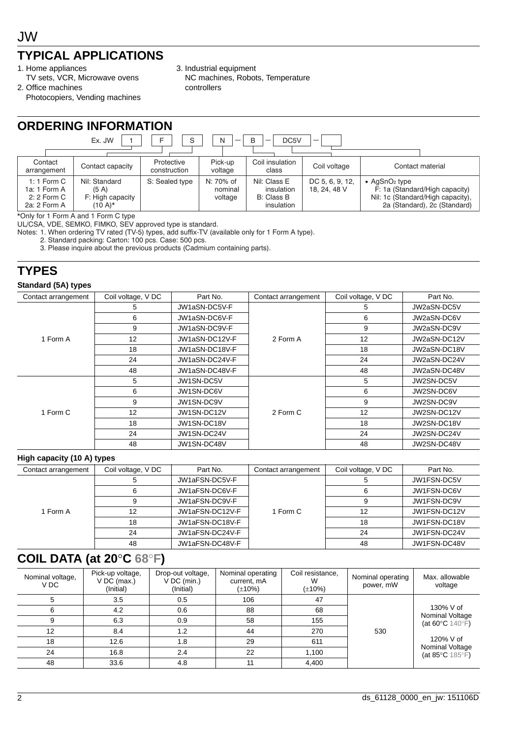## TYPICAL APPLICATIONS

1. Home appliances
   TV sets, VCR, Microwave ovens
2. Office machines
   Photocopiers, Vending machines
3. Industrial equipment
   NC machines, Robots, Temperature controllers

## ORDERING INFORMATION

Ex. JW | 1 | F | S | N | – | B | – | DC5V | – |

| Contact arrangement | Contact capacity | Protective construction | Pick-up voltage | Coil insulation class | Coil voltage | Contact material |
|---|---|---|---|---|---|---|
| 1: 1 Form C<br>1a: 1 Form A<br>2: 2 Form C<br>2a: 2 Form A | Nil: Standard (5 A)<br>F: High capacity (10 A)* | S: Sealed type | N: 70% of nominal voltage | Nil: Class E insulation<br>B: Class B insulation | DC 5, 6, 9, 12, 18, 24, 48 V | • $AgSnO_2$ type<br>F: 1a (Standard/High capacity)<br>Nil: 1c (Standard/High capacity), 2a (Standard), 2c (Standard) |

*Only for 1 Form A and 1 Form C type

UL/CSA, VDE, SEMKO, FIMKO, SEV approved type is standard.

Notes: 1. When ordering TV rated (TV-5) types, add suffix-TV (available only for 1 Form A type).
2. Standard packing: Carton: 100 pcs. Case: 500 pcs.
3. Please inquire about the previous products (Cadmium containing parts).

## TYPES

### Standard (5A) types

| Contact arrangement | Coil voltage, V DC | Part No. | Contact arrangement | Coil voltage, V DC | Part No. |
|---|---|---|---|---|---|
| 1 Form A | 5 | JW1aSN-DC5V-F | 2 Form A | 5 | JW2aSN-DC5V |
| | 6 | JW1aSN-DC6V-F | | 6 | JW2aSN-DC6V |
| | 9 | JW1aSN-DC9V-F | | 9 | JW2aSN-DC9V |
| | 12 | JW1aSN-DC12V-F | | 12 | JW2aSN-DC12V |
| | 18 | JW1aSN-DC18V-F | | 18 | JW2aSN-DC18V |
| | 24 | JW1aSN-DC24V-F | | 24 | JW2aSN-DC24V |
| | 48 | JW1aSN-DC48V-F | | 48 | JW2aSN-DC48V |
| 1 Form C | 5 | JW1SN-DC5V | 2 Form C | 5 | JW2SN-DC5V |
| | 6 | JW1SN-DC6V | | 6 | JW2SN-DC6V |
| | 9 | JW1SN-DC9V | | 9 | JW2SN-DC9V |
| | 12 | JW1SN-DC12V | | 12 | JW2SN-DC12V |
| | 18 | JW1SN-DC18V | | 18 | JW2SN-DC18V |
| | 24 | JW1SN-DC24V | | 24 | JW2SN-DC24V |
| | 48 | JW1SN-DC48V | | 48 | JW2SN-DC48V |

### High capacity (10 A) types

| Contact arrangement | Coil voltage, V DC | Part No. | Contact arrangement | Coil voltage, V DC | Part No. |
|---|---|---|---|---|---|
| 1 Form A | 5 | JW1aFSN-DC5V-F | 1 Form C | 5 | JW1FSN-DC5V |
| | 6 | JW1aFSN-DC6V-F | | 6 | JW1FSN-DC6V |
| | 9 | JW1aFSN-DC9V-F | | 9 | JW1FSN-DC9V |
| | 12 | JW1aFSN-DC12V-F | | 12 | JW1FSN-DC12V |
| | 18 | JW1aFSN-DC18V-F | | 18 | JW1FSN-DC18V |
| | 24 | JW1aFSN-DC24V-F | | 24 | JW1FSN-DC24V |
| | 48 | JW1aFSN-DC48V-F | | 48 | JW1FSN-DC48V |

## COIL DATA (at 20°C 68°F)

| Nominal voltage, V DC | Pick-up voltage, V DC (max.) (Initial) | Drop-out voltage, V DC (min.) (Initial) | Nominal operating current, mA (±10%) | Coil resistance, W (±10%) | Nominal operating power, mW | Max. allowable voltage |
|---|---|---|---|---|---|---|
| 5 | 3.5 | 0.5 | 106 | 47 | 530 | 130% V of Nominal Voltage (at 60°C 140°F)<br>120% V of Nominal Voltage (at 85°C 185°F) |
| 6 | 4.2 | 0.6 | 88 | 68 | | |
| 9 | 6.3 | 0.9 | 58 | 155 | | |
| 12 | 8.4 | 1.2 | 44 | 270 | | |
| 18 | 12.6 | 1.8 | 29 | 611 | | |
| 24 | 16.8 | 2.4 | 22 | 1,100 | | |
| 48 | 33.6 | 4.8 | 11 | 4,400 | | |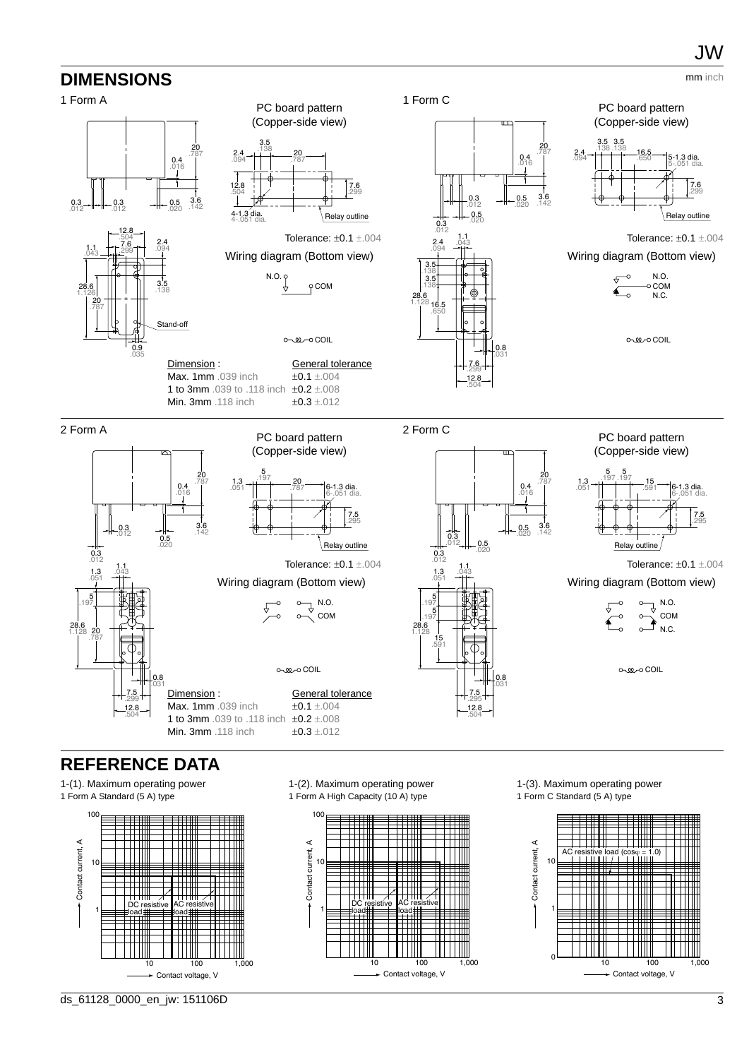## DIMENSIONS

mm inch

### 1 Form A

PC board pattern (Copper-side view)

Tolerance: ±0.1 ±.004

Wiring diagram (Bottom view)

| Dimension : | General tolerance |
|---|---|
| Max. 1mm .039 inch | ±0.1 ±.004 |
| 1 to 3mm .039 to .118 inch | ±0.2 ±.008 |
| Min. 3mm .118 inch | ±0.3 ±.012 |

### 1 Form C

PC board pattern (Copper-side view)

Tolerance: ±0.1 ±.004

Wiring diagram (Bottom view)

### 2 Form A

PC board pattern (Copper-side view)

Tolerance: ±0.1 ±.004

Wiring diagram (Bottom view)

| Dimension : | General tolerance |
|---|---|
| Max. 1mm .039 inch | ±0.1 ±.004 |
| 1 to 3mm .039 to .118 inch | ±0.2 ±.008 |
| Min. 3mm .118 inch | ±0.3 ±.012 |

### 2 Form C

PC board pattern (Copper-side view)

Tolerance: ±0.1 ±.004

Wiring diagram (Bottom view)

## REFERENCE DATA

1-(1). Maximum operating power
1 Form A Standard (5 A) type

1-(2). Maximum operating power
1 Form A High Capacity (10 A) type

1-(3). Maximum operating power
1 Form C Standard (5 A) type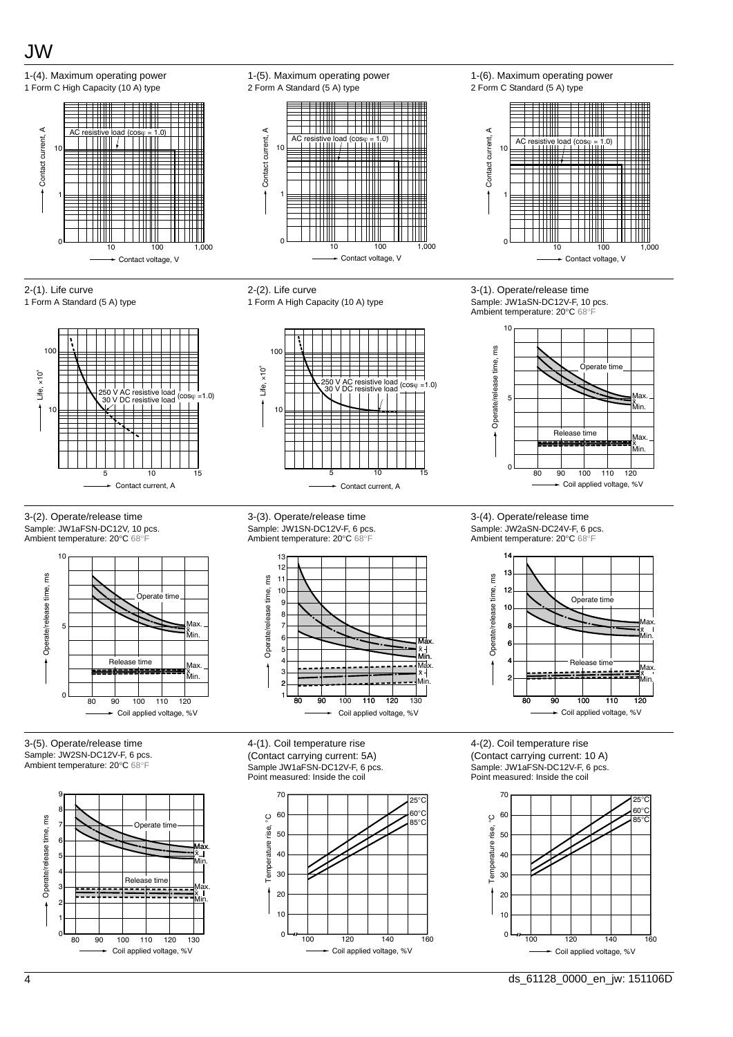1-(4). Maximum operating power
1 Form C High Capacity (10 A) type

AC resistive load (cosφ = 1.0)

Contact current, A
Contact voltage, V

1-(5). Maximum operating power
2 Form A Standard (5 A) type

AC resistive load (cosφ = 1.0)

Contact current, A
Contact voltage, V

1-(6). Maximum operating power
2 Form C Standard (5 A) type

AC resistive load (cosφ = 1.0)

Contact current, A
Contact voltage, V

2-(1). Life curve
1 Form A Standard (5 A) type

250 V AC resistive load
30 V DC resistive load (cosφ =1.0)

Life, $\times10^4$
Contact current, A

2-(2). Life curve
1 Form A High Capacity (10 A) type

250 V AC resistive load
30 V DC resistive load (cosφ =1.0)

Life, $\times10^4$
Contact current, A

3-(1). Operate/release time
Sample: JW1aSN-DC12V-F, 10 pcs.
Ambient temperature: 20°C 68°F

Operate time
Release time
Max.
x
Min.

Operate/release time, ms
Coil applied voltage, %V

3-(2). Operate/release time
Sample: JW1aFSN-DC12V, 10 pcs.
Ambient temperature: 20°C 68°F

Operate time
Release time
Max.
x
Min.

Operate/release time, ms
Coil applied voltage, %V

3-(3). Operate/release time
Sample: JW1SN-DC12V-F, 6 pcs.
Ambient temperature: 20°C 68°F

Max.
x
Min.

Operate/release time, ms
Coil applied voltage, %V

3-(4). Operate/release time
Sample: JW2aSN-DC24V-F, 6 pcs.
Ambient temperature: 20°C 68°F

Operate time
Release time
Max.
x
Min.

Operate/release time, ms
Coil applied voltage, %V

3-(5). Operate/release time
Sample: JW2SN-DC12V-F, 6 pcs.
Ambient temperature: 20°C 68°F

Operate time
Release time
Max.
x
Min.

Operate/release time, ms
Coil applied voltage, %V

4-(1). Coil temperature rise
(Contact carrying current: 5A)
Sample JW1aFSN-DC12V-F, 6 pcs.
Point measured: Inside the coil

25°C
60°C
85°C

Temperature rise, °C
Coil applied voltage, %V

4-(2). Coil temperature rise
(Contact carrying current: 10 A)
Sample: JW1aFSN-DC12V-F, 6 pcs.
Point measured: Inside the coil

25°C
60°C
85°C

Temperature rise, °C
Coil applied voltage, %V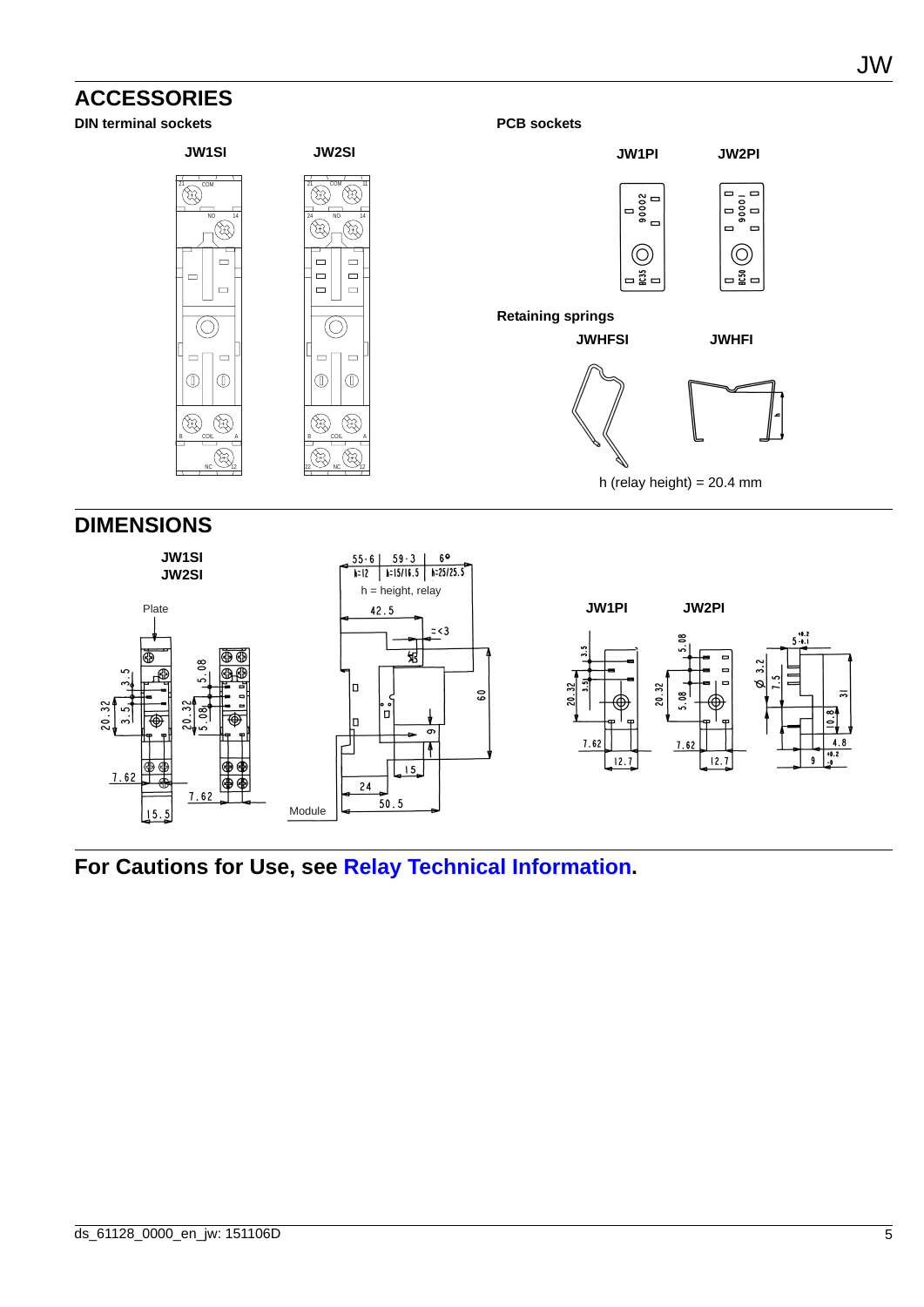## ACCESSORIES

**DIN terminal sockets**

JW1SI

JW2SI

**PCB sockets**

JW1PI

JW2PI

**Retaining springs**

JWHFSI

JWHFI

h (relay height) = 20.4 mm

## DIMENSIONS

JW1SI
JW2SI

Plate

h = height, relay

Module

JW1PI

JW2PI

## For Cautions for Use, see Relay Technical Information.